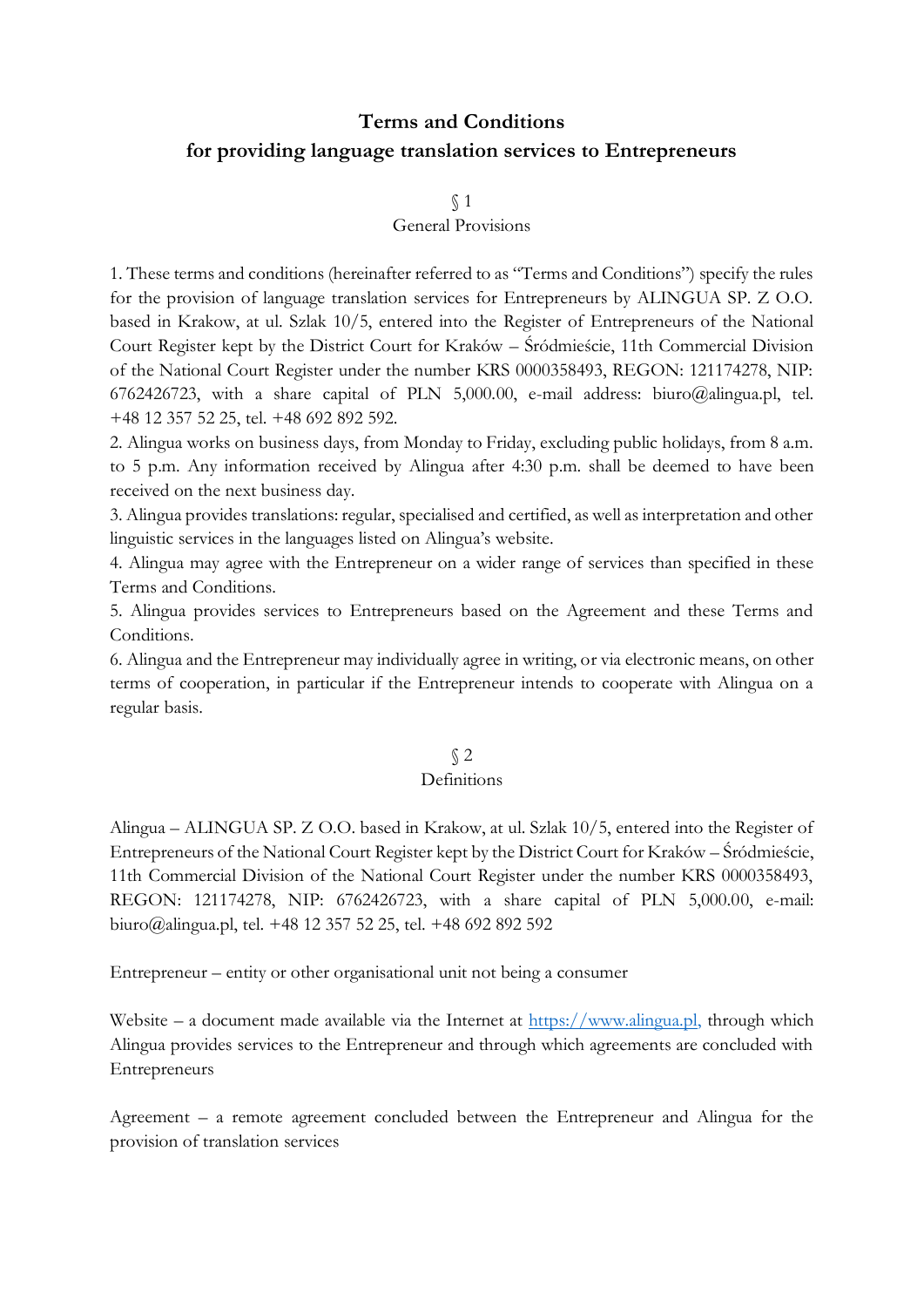# Terms and Conditions
# for providing language translation services to Entrepreneurs

## § 1
## General Provisions

1. These terms and conditions (hereinafter referred to as "Terms and Conditions") specify the rules for the provision of language translation services for Entrepreneurs by ALINGUA SP. Z O.O. based in Krakow, at ul. Szlak 10/5, entered into the Register of Entrepreneurs of the National Court Register kept by the District Court for Kraków – Śródmieście, 11th Commercial Division of the National Court Register under the number KRS 0000358493, REGON: 121174278, NIP: 6762426723, with a share capital of PLN 5,000.00, e-mail address: biuro@alingua.pl, tel. +48 12 357 52 25, tel. +48 692 892 592.
2. Alingua works on business days, from Monday to Friday, excluding public holidays, from 8 a.m. to 5 p.m. Any information received by Alingua after 4:30 p.m. shall be deemed to have been received on the next business day.
3. Alingua provides translations: regular, specialised and certified, as well as interpretation and other linguistic services in the languages listed on Alingua's website.
4. Alingua may agree with the Entrepreneur on a wider range of services than specified in these Terms and Conditions.
5. Alingua provides services to Entrepreneurs based on the Agreement and these Terms and Conditions.
6. Alingua and the Entrepreneur may individually agree in writing, or via electronic means, on other terms of cooperation, in particular if the Entrepreneur intends to cooperate with Alingua on a regular basis.

## § 2
## Definitions

Alingua – ALINGUA SP. Z O.O. based in Krakow, at ul. Szlak 10/5, entered into the Register of Entrepreneurs of the National Court Register kept by the District Court for Kraków – Śródmieście, 11th Commercial Division of the National Court Register under the number KRS 0000358493, REGON: 121174278, NIP: 6762426723, with a share capital of PLN 5,000.00, e-mail: biuro@alingua.pl, tel. +48 12 357 52 25, tel. +48 692 892 592

Entrepreneur – entity or other organisational unit not being a consumer

Website – a document made available via the Internet at https://www.alingua.pl, through which Alingua provides services to the Entrepreneur and through which agreements are concluded with Entrepreneurs

Agreement – a remote agreement concluded between the Entrepreneur and Alingua for the provision of translation services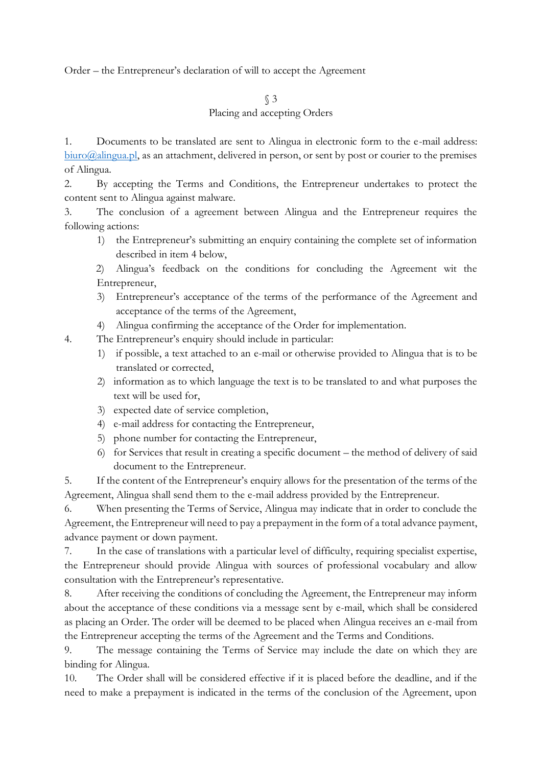Order – the Entrepreneur's declaration of will to accept the Agreement

## § 3
## Placing and accepting Orders

1. Documents to be translated are sent to Alingua in electronic form to the e-mail address: biuro@alingua.pl, as an attachment, delivered in person, or sent by post or courier to the premises of Alingua.
2. By accepting the Terms and Conditions, the Entrepreneur undertakes to protect the content sent to Alingua against malware.
3. The conclusion of a agreement between Alingua and the Entrepreneur requires the following actions:
   1) the Entrepreneur's submitting an enquiry containing the complete set of information described in item 4 below,
   2) Alingua's feedback on the conditions for concluding the Agreement wit the Entrepreneur,
   3) Entrepreneur's acceptance of the terms of the performance of the Agreement and acceptance of the terms of the Agreement,
   4) Alingua confirming the acceptance of the Order for implementation.
4. The Entrepreneur's enquiry should include in particular:
   1) if possible, a text attached to an e-mail or otherwise provided to Alingua that is to be translated or corrected,
   2) information as to which language the text is to be translated to and what purposes the text will be used for,
   3) expected date of service completion,
   4) e-mail address for contacting the Entrepreneur,
   5) phone number for contacting the Entrepreneur,
   6) for Services that result in creating a specific document – the method of delivery of said document to the Entrepreneur.
5. If the content of the Entrepreneur's enquiry allows for the presentation of the terms of the Agreement, Alingua shall send them to the e-mail address provided by the Entrepreneur.
6. When presenting the Terms of Service, Alingua may indicate that in order to conclude the Agreement, the Entrepreneur will need to pay a prepayment in the form of a total advance payment, advance payment or down payment.
7. In the case of translations with a particular level of difficulty, requiring specialist expertise, the Entrepreneur should provide Alingua with sources of professional vocabulary and allow consultation with the Entrepreneur's representative.
8. After receiving the conditions of concluding the Agreement, the Entrepreneur may inform about the acceptance of these conditions via a message sent by e-mail, which shall be considered as placing an Order. The order will be deemed to be placed when Alingua receives an e-mail from the Entrepreneur accepting the terms of the Agreement and the Terms and Conditions.
9. The message containing the Terms of Service may include the date on which they are binding for Alingua.
10. The Order shall will be considered effective if it is placed before the deadline, and if the need to make a prepayment is indicated in the terms of the conclusion of the Agreement, upon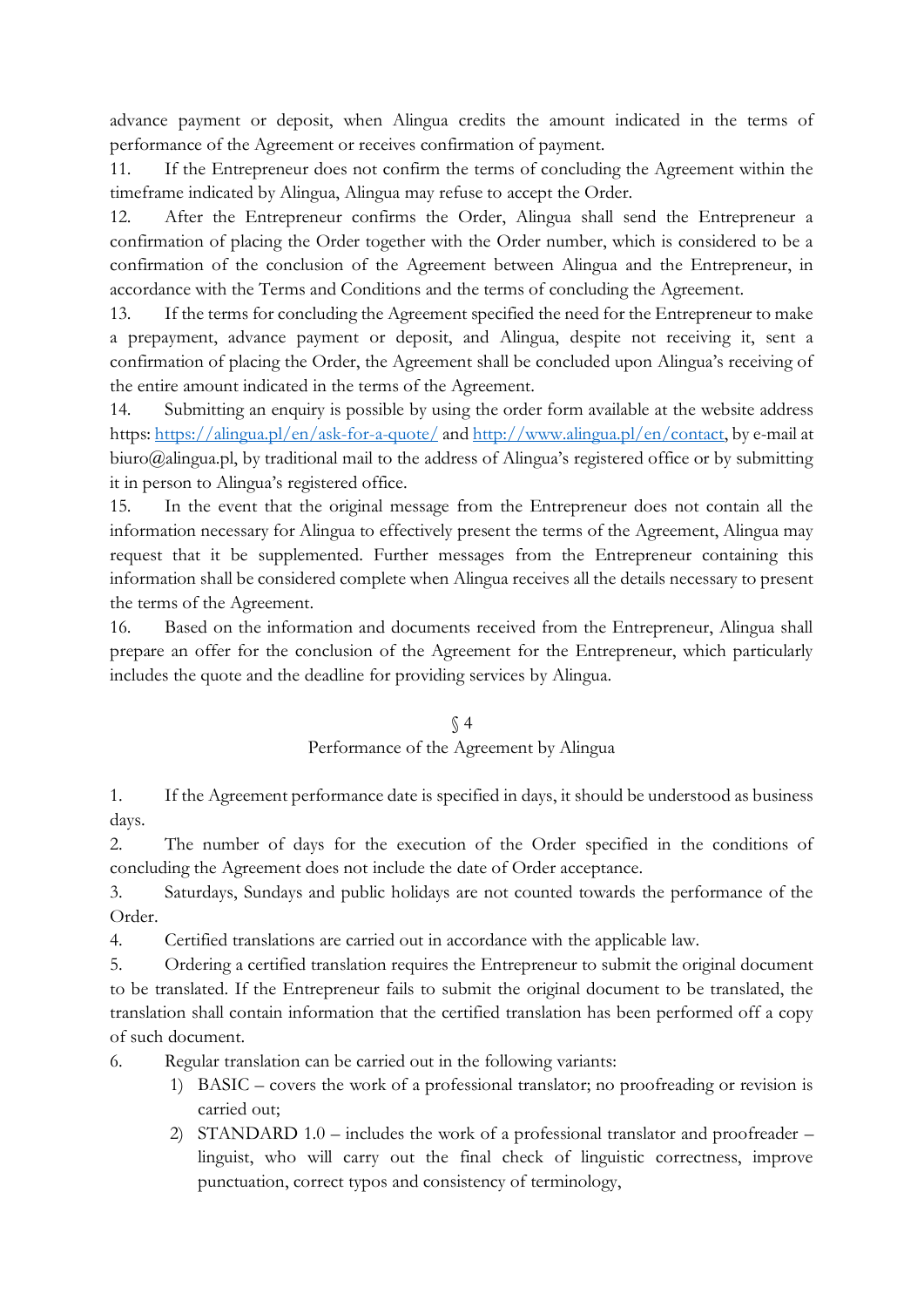advance payment or deposit, when Alingua credits the amount indicated in the terms of performance of the Agreement or receives confirmation of payment.

11. If the Entrepreneur does not confirm the terms of concluding the Agreement within the timeframe indicated by Alingua, Alingua may refuse to accept the Order.

12. After the Entrepreneur confirms the Order, Alingua shall send the Entrepreneur a confirmation of placing the Order together with the Order number, which is considered to be a confirmation of the conclusion of the Agreement between Alingua and the Entrepreneur, in accordance with the Terms and Conditions and the terms of concluding the Agreement.

13. If the terms for concluding the Agreement specified the need for the Entrepreneur to make a prepayment, advance payment or deposit, and Alingua, despite not receiving it, sent a confirmation of placing the Order, the Agreement shall be concluded upon Alingua's receiving of the entire amount indicated in the terms of the Agreement.

14. Submitting an enquiry is possible by using the order form available at the website address https: [https://alingua.pl/en/ask-for-a-quote/](https://alingua.pl/en/ask-for-a-quote/) and [http://www.alingua.pl/en/contact](http://www.alingua.pl/en/contact), by e-mail at biuro@alingua.pl, by traditional mail to the address of Alingua's registered office or by submitting it in person to Alingua's registered office.

15. In the event that the original message from the Entrepreneur does not contain all the information necessary for Alingua to effectively present the terms of the Agreement, Alingua may request that it be supplemented. Further messages from the Entrepreneur containing this information shall be considered complete when Alingua receives all the details necessary to present the terms of the Agreement.

16. Based on the information and documents received from the Entrepreneur, Alingua shall prepare an offer for the conclusion of the Agreement for the Entrepreneur, which particularly includes the quote and the deadline for providing services by Alingua.

## § 4
## Performance of the Agreement by Alingua

1. If the Agreement performance date is specified in days, it should be understood as business days.

2. The number of days for the execution of the Order specified in the conditions of concluding the Agreement does not include the date of Order acceptance.

3. Saturdays, Sundays and public holidays are not counted towards the performance of the Order.

4. Certified translations are carried out in accordance with the applicable law.

5. Ordering a certified translation requires the Entrepreneur to submit the original document to be translated. If the Entrepreneur fails to submit the original document to be translated, the translation shall contain information that the certified translation has been performed off a copy of such document.

6. Regular translation can be carried out in the following variants:
    1) BASIC – covers the work of a professional translator; no proofreading or revision is carried out;
    2) STANDARD 1.0 – includes the work of a professional translator and proofreader – linguist, who will carry out the final check of linguistic correctness, improve punctuation, correct typos and consistency of terminology,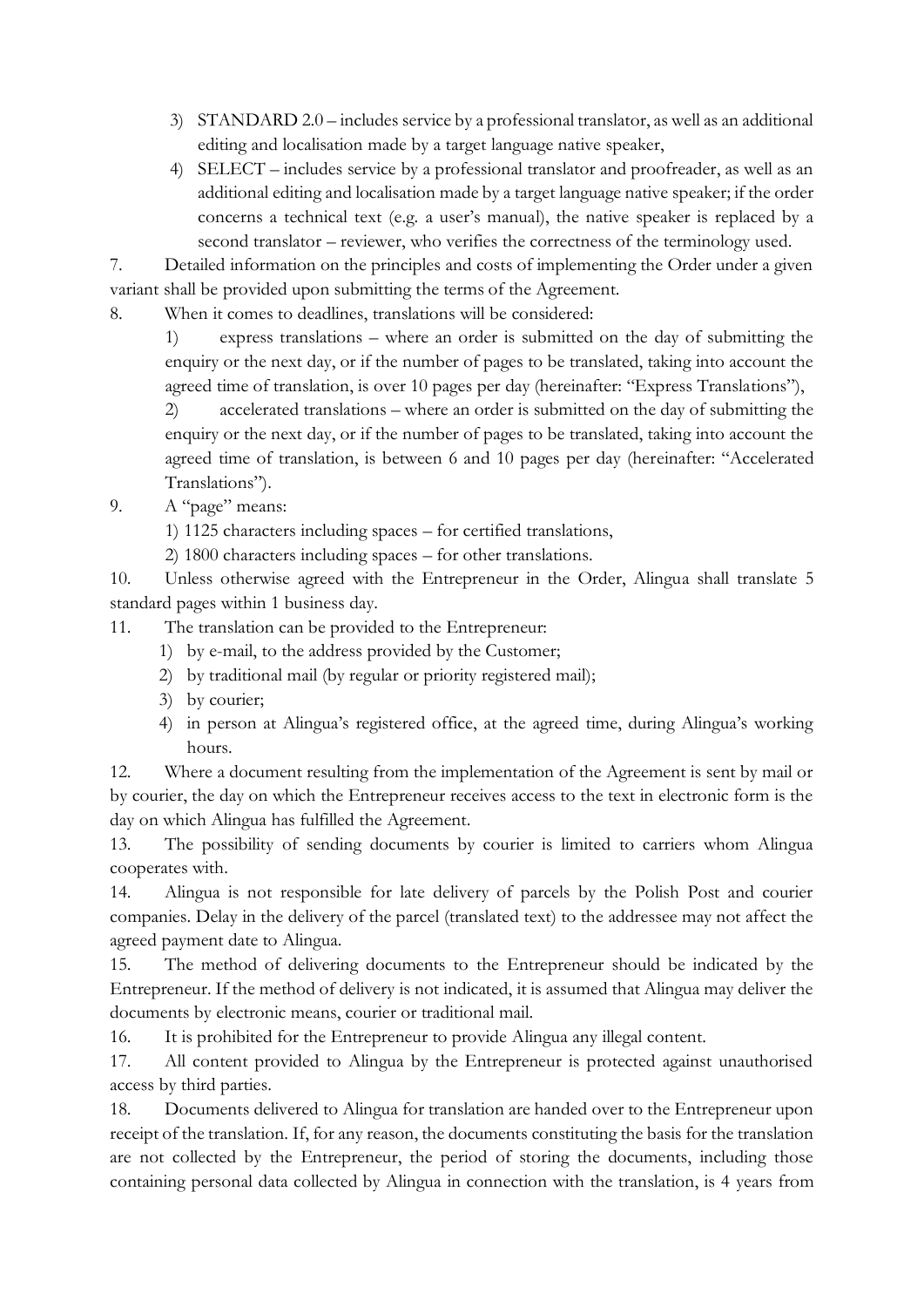3) STANDARD 2.0 – includes service by a professional translator, as well as an additional editing and localisation made by a target language native speaker,
4) SELECT – includes service by a professional translator and proofreader, as well as an additional editing and localisation made by a target language native speaker; if the order concerns a technical text (e.g. a user's manual), the native speaker is replaced by a second translator – reviewer, who verifies the correctness of the terminology used.

7. Detailed information on the principles and costs of implementing the Order under a given variant shall be provided upon submitting the terms of the Agreement.

8. When it comes to deadlines, translations will be considered:

   1) express translations – where an order is submitted on the day of submitting the enquiry or the next day, or if the number of pages to be translated, taking into account the agreed time of translation, is over 10 pages per day (hereinafter: "Express Translations"),

   2) accelerated translations – where an order is submitted on the day of submitting the enquiry or the next day, or if the number of pages to be translated, taking into account the agreed time of translation, is between 6 and 10 pages per day (hereinafter: "Accelerated Translations").

9. A "page" means:

   1) 1125 characters including spaces – for certified translations,

   2) 1800 characters including spaces – for other translations.

10. Unless otherwise agreed with the Entrepreneur in the Order, Alingua shall translate 5 standard pages within 1 business day.

11. The translation can be provided to the Entrepreneur:

   1) by e-mail, to the address provided by the Customer;
   2) by traditional mail (by regular or priority registered mail);
   3) by courier;
   4) in person at Alingua's registered office, at the agreed time, during Alingua's working hours.

12. Where a document resulting from the implementation of the Agreement is sent by mail or by courier, the day on which the Entrepreneur receives access to the text in electronic form is the day on which Alingua has fulfilled the Agreement.

13. The possibility of sending documents by courier is limited to carriers whom Alingua cooperates with.

14. Alingua is not responsible for late delivery of parcels by the Polish Post and courier companies. Delay in the delivery of the parcel (translated text) to the addressee may not affect the agreed payment date to Alingua.

15. The method of delivering documents to the Entrepreneur should be indicated by the Entrepreneur. If the method of delivery is not indicated, it is assumed that Alingua may deliver the documents by electronic means, courier or traditional mail.

16. It is prohibited for the Entrepreneur to provide Alingua any illegal content.

17. All content provided to Alingua by the Entrepreneur is protected against unauthorised access by third parties.

18. Documents delivered to Alingua for translation are handed over to the Entrepreneur upon receipt of the translation. If, for any reason, the documents constituting the basis for the translation are not collected by the Entrepreneur, the period of storing the documents, including those containing personal data collected by Alingua in connection with the translation, is 4 years from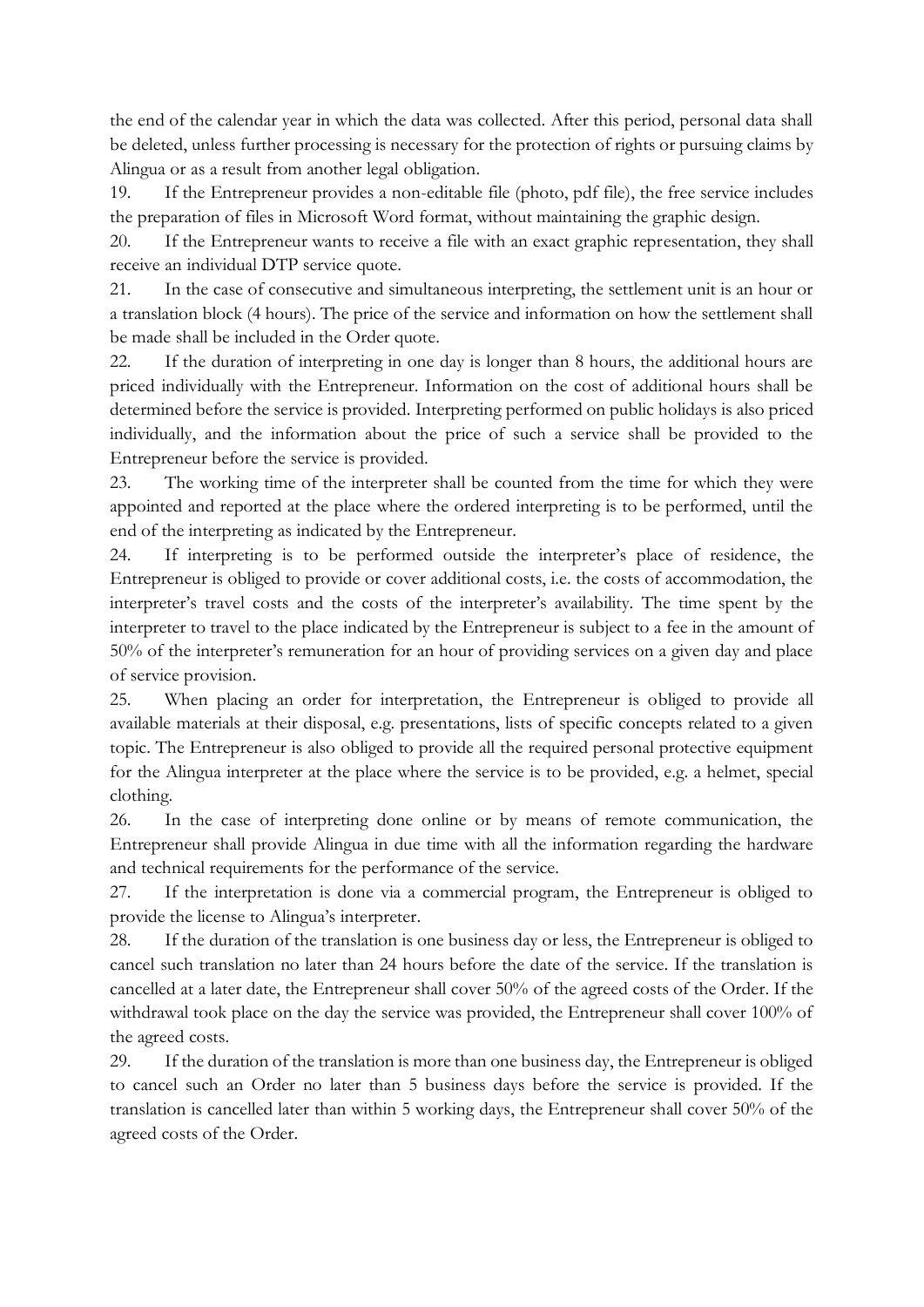the end of the calendar year in which the data was collected. After this period, personal data shall be deleted, unless further processing is necessary for the protection of rights or pursuing claims by Alingua or as a result from another legal obligation.

19. If the Entrepreneur provides a non-editable file (photo, pdf file), the free service includes the preparation of files in Microsoft Word format, without maintaining the graphic design.

20. If the Entrepreneur wants to receive a file with an exact graphic representation, they shall receive an individual DTP service quote.

21. In the case of consecutive and simultaneous interpreting, the settlement unit is an hour or a translation block (4 hours). The price of the service and information on how the settlement shall be made shall be included in the Order quote.

22. If the duration of interpreting in one day is longer than 8 hours, the additional hours are priced individually with the Entrepreneur. Information on the cost of additional hours shall be determined before the service is provided. Interpreting performed on public holidays is also priced individually, and the information about the price of such a service shall be provided to the Entrepreneur before the service is provided.

23. The working time of the interpreter shall be counted from the time for which they were appointed and reported at the place where the ordered interpreting is to be performed, until the end of the interpreting as indicated by the Entrepreneur.

24. If interpreting is to be performed outside the interpreter's place of residence, the Entrepreneur is obliged to provide or cover additional costs, i.e. the costs of accommodation, the interpreter's travel costs and the costs of the interpreter's availability. The time spent by the interpreter to travel to the place indicated by the Entrepreneur is subject to a fee in the amount of 50% of the interpreter's remuneration for an hour of providing services on a given day and place of service provision.

25. When placing an order for interpretation, the Entrepreneur is obliged to provide all available materials at their disposal, e.g. presentations, lists of specific concepts related to a given topic. The Entrepreneur is also obliged to provide all the required personal protective equipment for the Alingua interpreter at the place where the service is to be provided, e.g. a helmet, special clothing.

26. In the case of interpreting done online or by means of remote communication, the Entrepreneur shall provide Alingua in due time with all the information regarding the hardware and technical requirements for the performance of the service.

27. If the interpretation is done via a commercial program, the Entrepreneur is obliged to provide the license to Alingua's interpreter.

28. If the duration of the translation is one business day or less, the Entrepreneur is obliged to cancel such translation no later than 24 hours before the date of the service. If the translation is cancelled at a later date, the Entrepreneur shall cover 50% of the agreed costs of the Order. If the withdrawal took place on the day the service was provided, the Entrepreneur shall cover 100% of the agreed costs.

29. If the duration of the translation is more than one business day, the Entrepreneur is obliged to cancel such an Order no later than 5 business days before the service is provided. If the translation is cancelled later than within 5 working days, the Entrepreneur shall cover 50% of the agreed costs of the Order.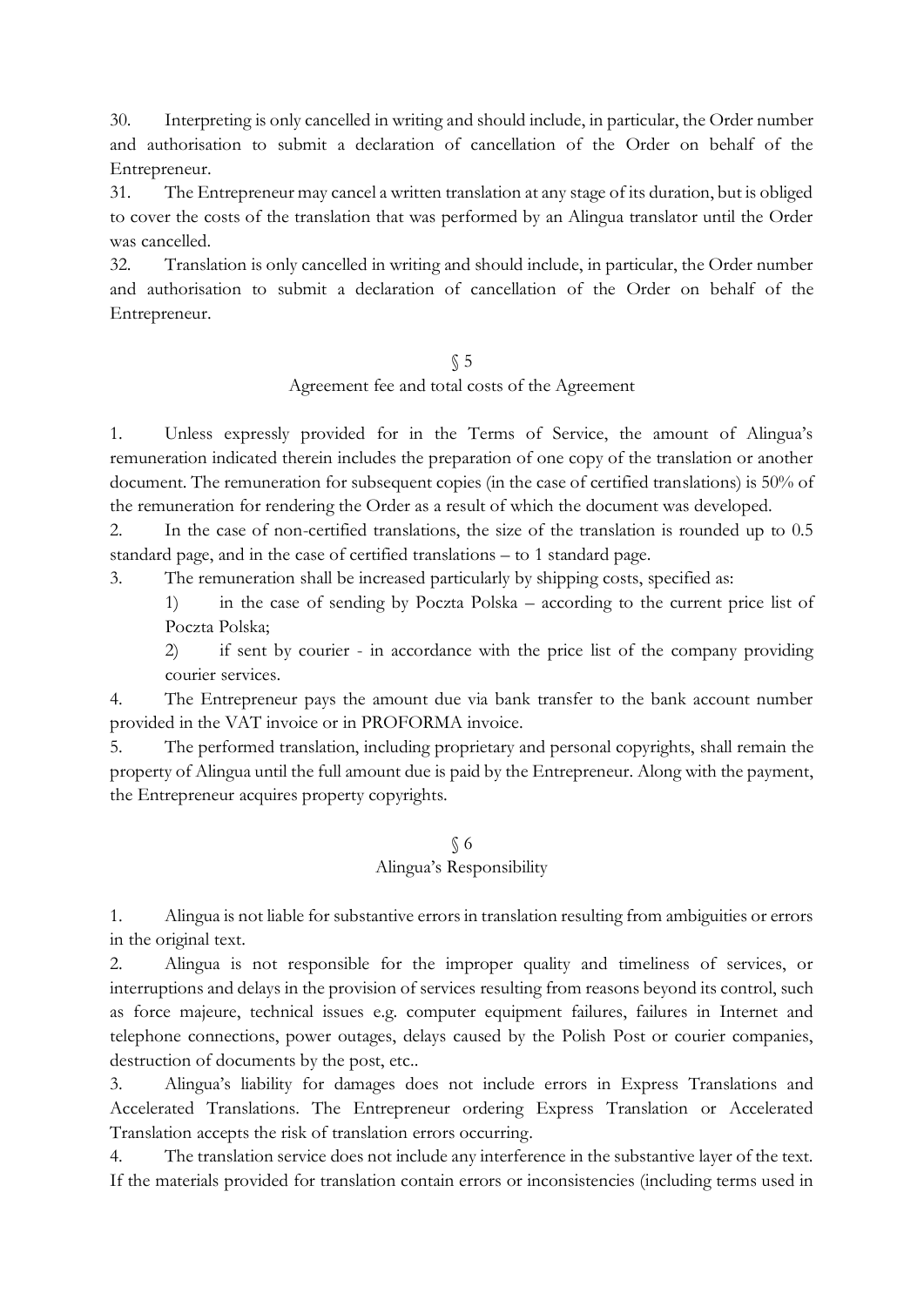30. Interpreting is only cancelled in writing and should include, in particular, the Order number and authorisation to submit a declaration of cancellation of the Order on behalf of the Entrepreneur.

31. The Entrepreneur may cancel a written translation at any stage of its duration, but is obliged to cover the costs of the translation that was performed by an Alingua translator until the Order was cancelled.

32. Translation is only cancelled in writing and should include, in particular, the Order number and authorisation to submit a declaration of cancellation of the Order on behalf of the Entrepreneur.

## § 5
## Agreement fee and total costs of the Agreement

1. Unless expressly provided for in the Terms of Service, the amount of Alingua's remuneration indicated therein includes the preparation of one copy of the translation or another document. The remuneration for subsequent copies (in the case of certified translations) is 50% of the remuneration for rendering the Order as a result of which the document was developed.

2. In the case of non-certified translations, the size of the translation is rounded up to 0.5 standard page, and in the case of certified translations – to 1 standard page.

3. The remuneration shall be increased particularly by shipping costs, specified as:

   1) in the case of sending by Poczta Polska – according to the current price list of Poczta Polska;

   2) if sent by courier - in accordance with the price list of the company providing courier services.

4. The Entrepreneur pays the amount due via bank transfer to the bank account number provided in the VAT invoice or in PROFORMA invoice.

5. The performed translation, including proprietary and personal copyrights, shall remain the property of Alingua until the full amount due is paid by the Entrepreneur. Along with the payment, the Entrepreneur acquires property copyrights.

## § 6
## Alingua's Responsibility

1. Alingua is not liable for substantive errors in translation resulting from ambiguities or errors in the original text.

2. Alingua is not responsible for the improper quality and timeliness of services, or interruptions and delays in the provision of services resulting from reasons beyond its control, such as force majeure, technical issues e.g. computer equipment failures, failures in Internet and telephone connections, power outages, delays caused by the Polish Post or courier companies, destruction of documents by the post, etc..

3. Alingua's liability for damages does not include errors in Express Translations and Accelerated Translations. The Entrepreneur ordering Express Translation or Accelerated Translation accepts the risk of translation errors occurring.

4. The translation service does not include any interference in the substantive layer of the text. If the materials provided for translation contain errors or inconsistencies (including terms used in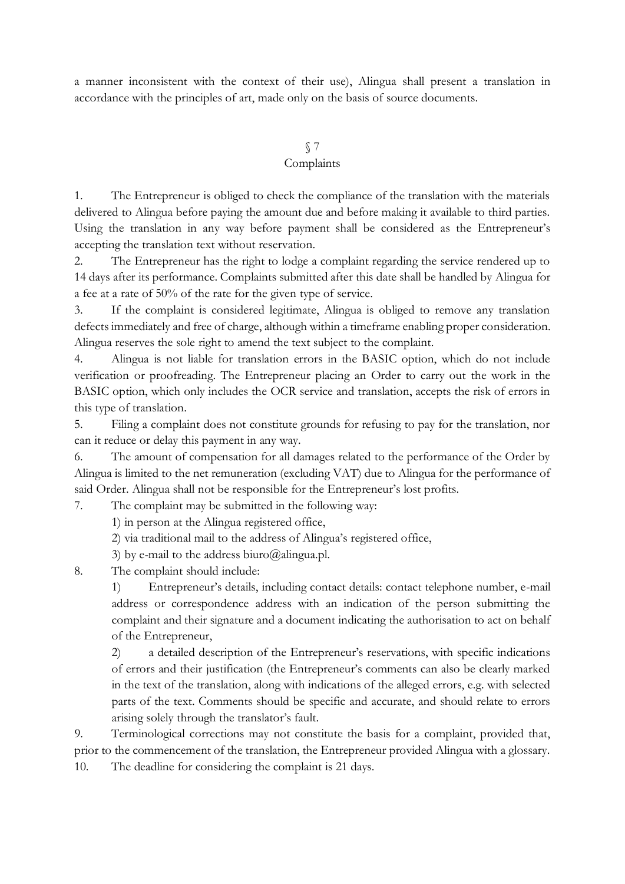a manner inconsistent with the context of their use), Alingua shall present a translation in accordance with the principles of art, made only on the basis of source documents.

## § 7
## Complaints

1. The Entrepreneur is obliged to check the compliance of the translation with the materials delivered to Alingua before paying the amount due and before making it available to third parties. Using the translation in any way before payment shall be considered as the Entrepreneur's accepting the translation text without reservation.
2. The Entrepreneur has the right to lodge a complaint regarding the service rendered up to 14 days after its performance. Complaints submitted after this date shall be handled by Alingua for a fee at a rate of 50% of the rate for the given type of service.
3. If the complaint is considered legitimate, Alingua is obliged to remove any translation defects immediately and free of charge, although within a timeframe enabling proper consideration. Alingua reserves the sole right to amend the text subject to the complaint.
4. Alingua is not liable for translation errors in the BASIC option, which do not include verification or proofreading. The Entrepreneur placing an Order to carry out the work in the BASIC option, which only includes the OCR service and translation, accepts the risk of errors in this type of translation.
5. Filing a complaint does not constitute grounds for refusing to pay for the translation, nor can it reduce or delay this payment in any way.
6. The amount of compensation for all damages related to the performance of the Order by Alingua is limited to the net remuneration (excluding VAT) due to Alingua for the performance of said Order. Alingua shall not be responsible for the Entrepreneur's lost profits.
7. The complaint may be submitted in the following way:
   1) in person at the Alingua registered office,
   2) via traditional mail to the address of Alingua's registered office,
   3) by e-mail to the address biuro@alingua.pl.
8. The complaint should include:
   1) Entrepreneur's details, including contact details: contact telephone number, e-mail address or correspondence address with an indication of the person submitting the complaint and their signature and a document indicating the authorisation to act on behalf of the Entrepreneur,
   2) a detailed description of the Entrepreneur's reservations, with specific indications of errors and their justification (the Entrepreneur's comments can also be clearly marked in the text of the translation, along with indications of the alleged errors, e.g. with selected parts of the text. Comments should be specific and accurate, and should relate to errors arising solely through the translator's fault.
9. Terminological corrections may not constitute the basis for a complaint, provided that, prior to the commencement of the translation, the Entrepreneur provided Alingua with a glossary.
10. The deadline for considering the complaint is 21 days.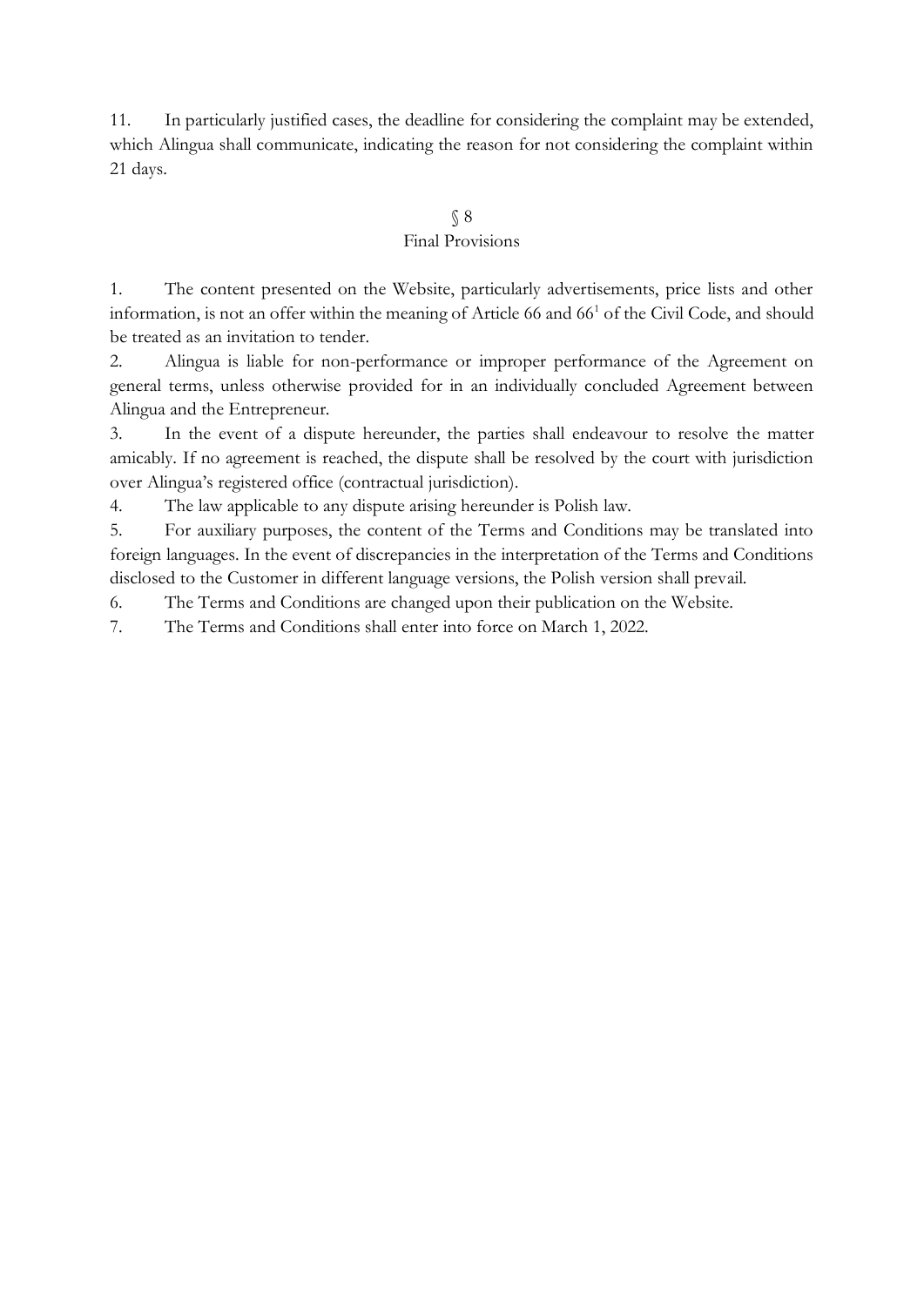11. In particularly justified cases, the deadline for considering the complaint may be extended, which Alingua shall communicate, indicating the reason for not considering the complaint within 21 days.

## § 8
## Final Provisions

1. The content presented on the Website, particularly advertisements, price lists and other information, is not an offer within the meaning of Article 66 and $66^1$ of the Civil Code, and should be treated as an invitation to tender.
2. Alingua is liable for non-performance or improper performance of the Agreement on general terms, unless otherwise provided for in an individually concluded Agreement between Alingua and the Entrepreneur.
3. In the event of a dispute hereunder, the parties shall endeavour to resolve the matter amicably. If no agreement is reached, the dispute shall be resolved by the court with jurisdiction over Alingua's registered office (contractual jurisdiction).
4. The law applicable to any dispute arising hereunder is Polish law.
5. For auxiliary purposes, the content of the Terms and Conditions may be translated into foreign languages. In the event of discrepancies in the interpretation of the Terms and Conditions disclosed to the Customer in different language versions, the Polish version shall prevail.
6. The Terms and Conditions are changed upon their publication on the Website.
7. The Terms and Conditions shall enter into force on March 1, 2022.